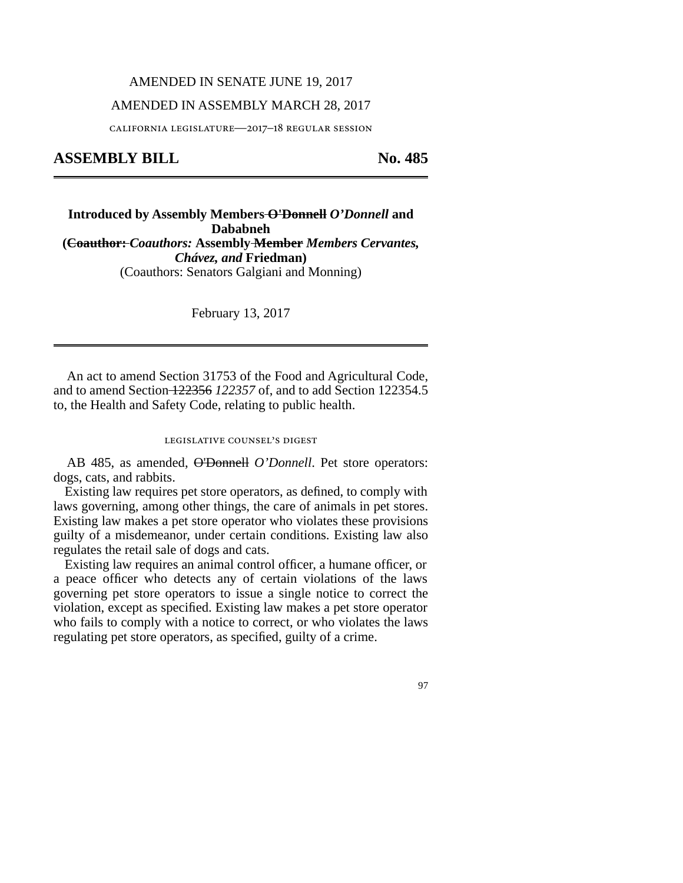AMENDED IN SENATE JUNE 19, 2017

AMENDED IN ASSEMBLY MARCH 28, 2017

california legislature—2017–18 regular session

# ASSEMBLY BILL No. 485

**Introduced by Assembly Members ~~O'Donnell~~ *O'Donnell* and Dababneh**
**(~~Coauthor:~~ *Coauthors:* Assembly ~~Member~~ *Members Cervantes, Chávez, and* Friedman)**
(Coauthors: Senators Galgiani and Monning)

February 13, 2017

An act to amend Section 31753 of the Food and Agricultural Code, and to amend Section ~~122356~~ *122357* of, and to add Section 122354.5 to, the Health and Safety Code, relating to public health.

## legislative counsel's digest

AB 485, as amended, ~~O'Donnell~~ *O'Donnell*. Pet store operators: dogs, cats, and rabbits.

Existing law requires pet store operators, as defined, to comply with laws governing, among other things, the care of animals in pet stores. Existing law makes a pet store operator who violates these provisions guilty of a misdemeanor, under certain conditions. Existing law also regulates the retail sale of dogs and cats.

Existing law requires an animal control officer, a humane officer, or a peace officer who detects any of certain violations of the laws governing pet store operators to issue a single notice to correct the violation, except as specified. Existing law makes a pet store operator who fails to comply with a notice to correct, or who violates the laws regulating pet store operators, as specified, guilty of a crime.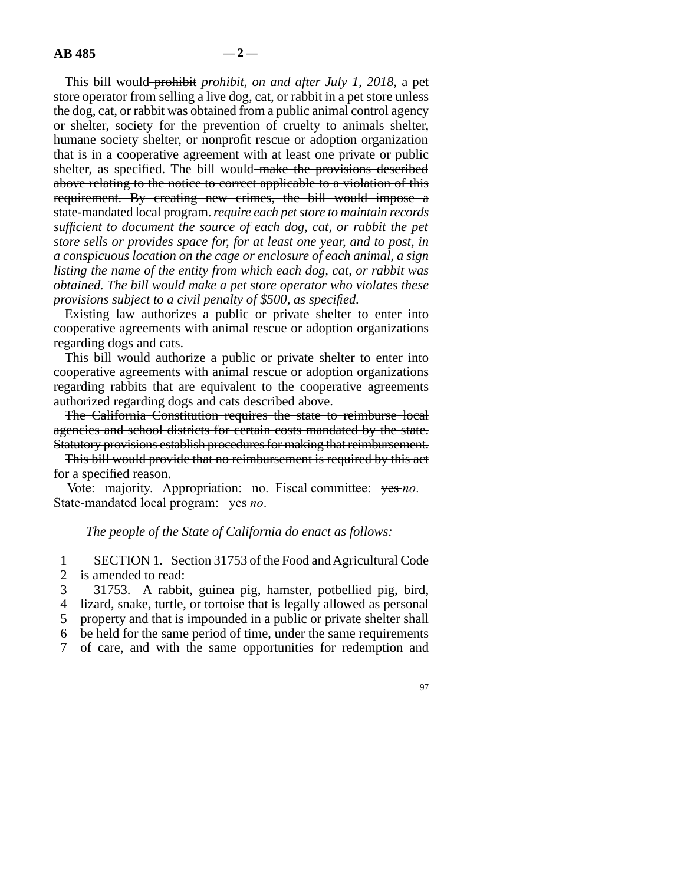This bill would ~~prohibit~~ *prohibit, on and after July 1, 2018,* a pet store operator from selling a live dog, cat, or rabbit in a pet store unless the dog, cat, or rabbit was obtained from a public animal control agency or shelter, society for the prevention of cruelty to animals shelter, humane society shelter, or nonprofit rescue or adoption organization that is in a cooperative agreement with at least one private or public shelter, as specified. The bill would ~~make the provisions described above relating to the notice to correct applicable to a violation of this requirement. By creating new crimes, the bill would impose a state-mandated local program.~~ *require each pet store to maintain records sufficient to document the source of each dog, cat, or rabbit the pet store sells or provides space for, for at least one year, and to post, in a conspicuous location on the cage or enclosure of each animal, a sign listing the name of the entity from which each dog, cat, or rabbit was obtained. The bill would make a pet store operator who violates these provisions subject to a civil penalty of $500, as specified.*

Existing law authorizes a public or private shelter to enter into cooperative agreements with animal rescue or adoption organizations regarding dogs and cats.

This bill would authorize a public or private shelter to enter into cooperative agreements with animal rescue or adoption organizations regarding rabbits that are equivalent to the cooperative agreements authorized regarding dogs and cats described above.

~~The California Constitution requires the state to reimburse local agencies and school districts for certain costs mandated by the state. Statutory provisions establish procedures for making that reimbursement.~~

~~This bill would provide that no reimbursement is required by this act for a specified reason.~~

Vote: majority. Appropriation: no. Fiscal committee: ~~yes~~ *no*. State-mandated local program: ~~yes~~ *no*.

*The people of the State of California do enact as follows:*

1 SECTION 1. Section 31753 of the Food and Agricultural Code
2 is amended to read:
3 31753. A rabbit, guinea pig, hamster, potbellied pig, bird,
4 lizard, snake, turtle, or tortoise that is legally allowed as personal
5 property and that is impounded in a public or private shelter shall
6 be held for the same period of time, under the same requirements
7 of care, and with the same opportunities for redemption and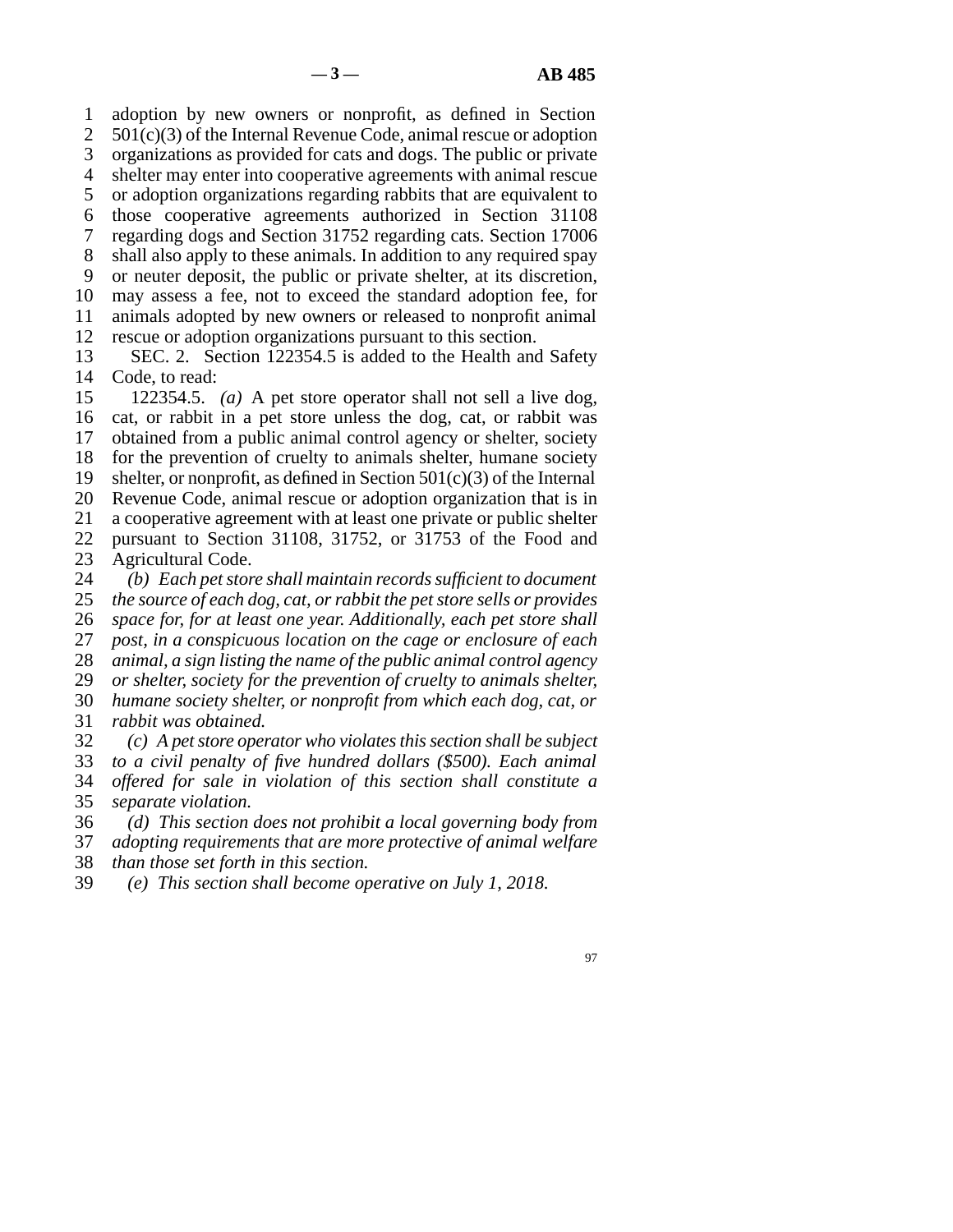adoption by new owners or nonprofit, as defined in Section 501(c)(3) of the Internal Revenue Code, animal rescue or adoption organizations as provided for cats and dogs. The public or private shelter may enter into cooperative agreements with animal rescue or adoption organizations regarding rabbits that are equivalent to those cooperative agreements authorized in Section 31108 regarding dogs and Section 31752 regarding cats. Section 17006 shall also apply to these animals. In addition to any required spay or neuter deposit, the public or private shelter, at its discretion, may assess a fee, not to exceed the standard adoption fee, for animals adopted by new owners or released to nonprofit animal rescue or adoption organizations pursuant to this section.

SEC. 2. Section 122354.5 is added to the Health and Safety Code, to read:

122354.5. *(a)* A pet store operator shall not sell a live dog, cat, or rabbit in a pet store unless the dog, cat, or rabbit was obtained from a public animal control agency or shelter, society for the prevention of cruelty to animals shelter, humane society shelter, or nonprofit, as defined in Section 501(c)(3) of the Internal Revenue Code, animal rescue or adoption organization that is in a cooperative agreement with at least one private or public shelter pursuant to Section 31108, 31752, or 31753 of the Food and Agricultural Code.

*(b) Each pet store shall maintain records sufficient to document the source of each dog, cat, or rabbit the pet store sells or provides space for, for at least one year. Additionally, each pet store shall post, in a conspicuous location on the cage or enclosure of each animal, a sign listing the name of the public animal control agency or shelter, society for the prevention of cruelty to animals shelter, humane society shelter, or nonprofit from which each dog, cat, or rabbit was obtained.*

*(c) A pet store operator who violates this section shall be subject to a civil penalty of five hundred dollars ($500). Each animal offered for sale in violation of this section shall constitute a separate violation.*

*(d) This section does not prohibit a local governing body from adopting requirements that are more protective of animal welfare than those set forth in this section.*

*(e) This section shall become operative on July 1, 2018.*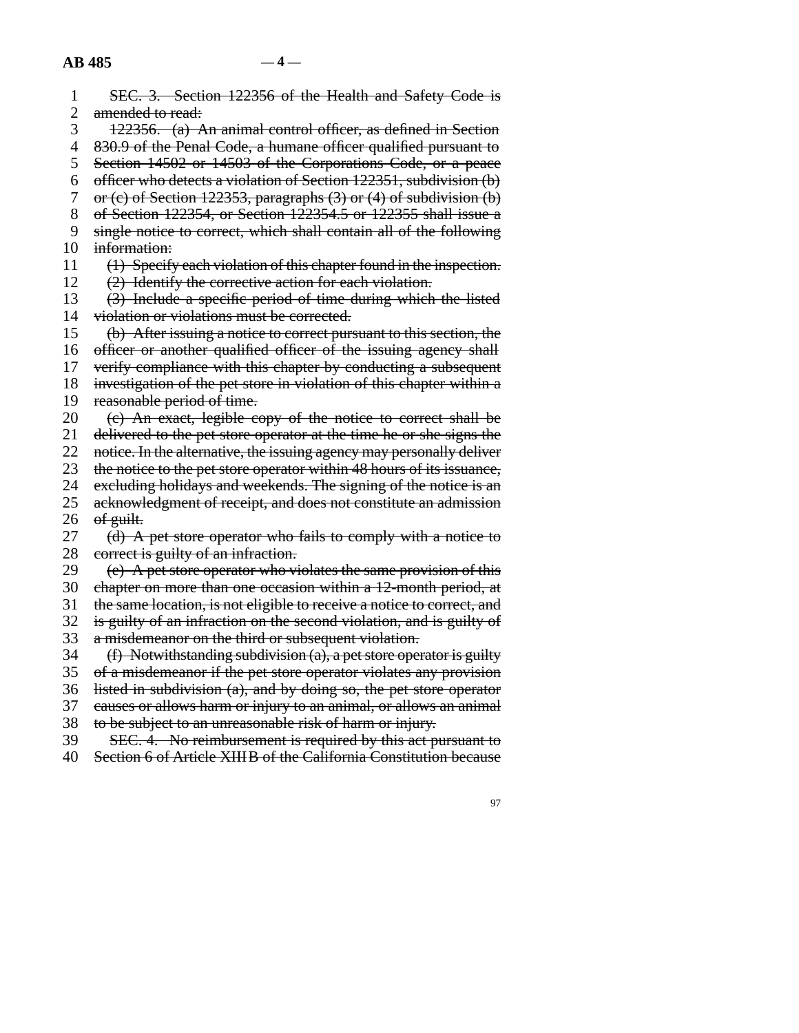~~SEC. 3. Section 122356 of the Health and Safety Code is amended to read:~~

~~122356. (a) An animal control officer, as defined in Section 830.9 of the Penal Code, a humane officer qualified pursuant to Section 14502 or 14503 of the Corporations Code, or a peace officer who detects a violation of Section 122351, subdivision (b) or (c) of Section 122353, paragraphs (3) or (4) of subdivision (b) of Section 122354, or Section 122354.5 or 122355 shall issue a single notice to correct, which shall contain all of the following information:~~

~~(1) Specify each violation of this chapter found in the inspection.~~

~~(2) Identify the corrective action for each violation.~~

~~(3) Include a specific period of time during which the listed violation or violations must be corrected.~~

~~(b) After issuing a notice to correct pursuant to this section, the officer or another qualified officer of the issuing agency shall verify compliance with this chapter by conducting a subsequent investigation of the pet store in violation of this chapter within a reasonable period of time.~~

~~(c) An exact, legible copy of the notice to correct shall be delivered to the pet store operator at the time he or she signs the notice. In the alternative, the issuing agency may personally deliver the notice to the pet store operator within 48 hours of its issuance, excluding holidays and weekends. The signing of the notice is an acknowledgment of receipt, and does not constitute an admission of guilt.~~

~~(d) A pet store operator who fails to comply with a notice to correct is guilty of an infraction.~~

~~(e) A pet store operator who violates the same provision of this chapter on more than one occasion within a 12-month period, at the same location, is not eligible to receive a notice to correct, and is guilty of an infraction on the second violation, and is guilty of a misdemeanor on the third or subsequent violation.~~

~~(f) Notwithstanding subdivision (a), a pet store operator is guilty of a misdemeanor if the pet store operator violates any provision listed in subdivision (a), and by doing so, the pet store operator causes or allows harm or injury to an animal, or allows an animal to be subject to an unreasonable risk of harm or injury.~~

~~SEC. 4. No reimbursement is required by this act pursuant to Section 6 of Article XIII B of the California Constitution because~~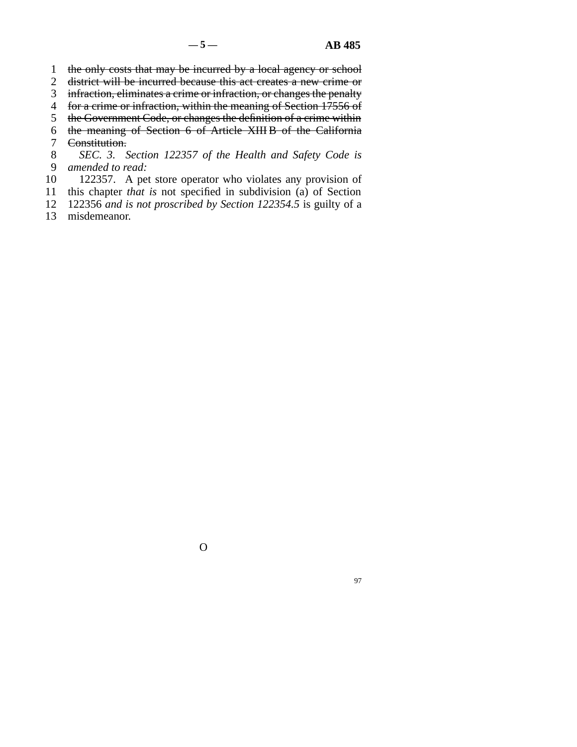~~the only costs that may be incurred by a local agency or school district will be incurred because this act creates a new crime or infraction, eliminates a crime or infraction, or changes the penalty for a crime or infraction, within the meaning of Section 17556 of the Government Code, or changes the definition of a crime within the meaning of Section 6 of Article XIII B of the California Constitution.~~

*SEC. 3. Section 122357 of the Health and Safety Code is amended to read:*

122357. A pet store operator who violates any provision of this chapter *that is* not specified in subdivision (a) of Section 122356 *and is not proscribed by Section 122354.5* is guilty of a misdemeanor.